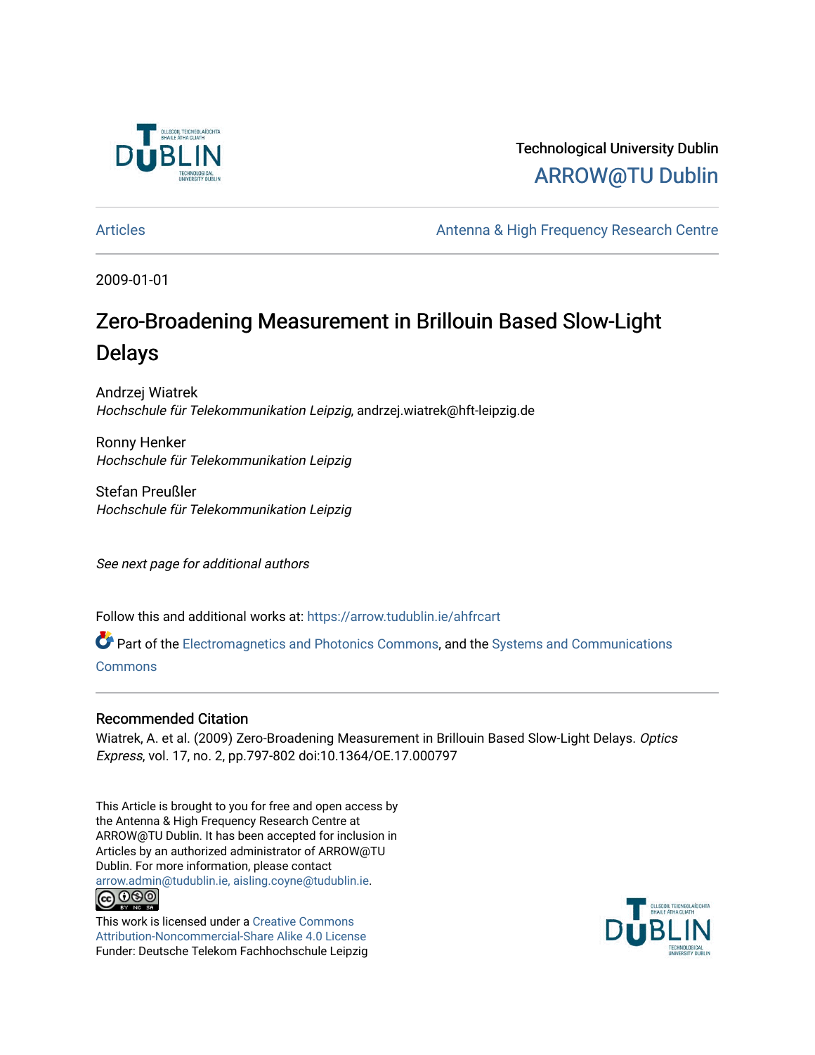Technological University Dublin

ARROW@TU Dublin

Articles

Antenna & High Frequency Research Centre

2009-01-01

# Zero-Broadening Measurement in Brillouin Based Slow-Light Delays

Andrzej Wiatrek
*Hochschule für Telekommunikation Leipzig*, andrzej.wiatrek@hft-leipzig.de

Ronny Henker
*Hochschule für Telekommunikation Leipzig*

Stefan Preußler
*Hochschule für Telekommunikation Leipzig*

*See next page for additional authors*

Follow this and additional works at: https://arrow.tudublin.ie/ahfrcart

Part of the Electromagnetics and Photonics Commons, and the Systems and Communications Commons

## Recommended Citation

Wiatrek, A. et al. (2009) Zero-Broadening Measurement in Brillouin Based Slow-Light Delays. *Optics Express*, vol. 17, no. 2, pp.797-802 doi:10.1364/OE.17.000797

This Article is brought to you for free and open access by the Antenna & High Frequency Research Centre at ARROW@TU Dublin. It has been accepted for inclusion in Articles by an authorized administrator of ARROW@TU Dublin. For more information, please contact arrow.admin@tudublin.ie, aisling.coyne@tudublin.ie.

This work is licensed under a Creative Commons Attribution-Noncommercial-Share Alike 4.0 License
Funder: Deutsche Telekom Fachhochschule Leipzig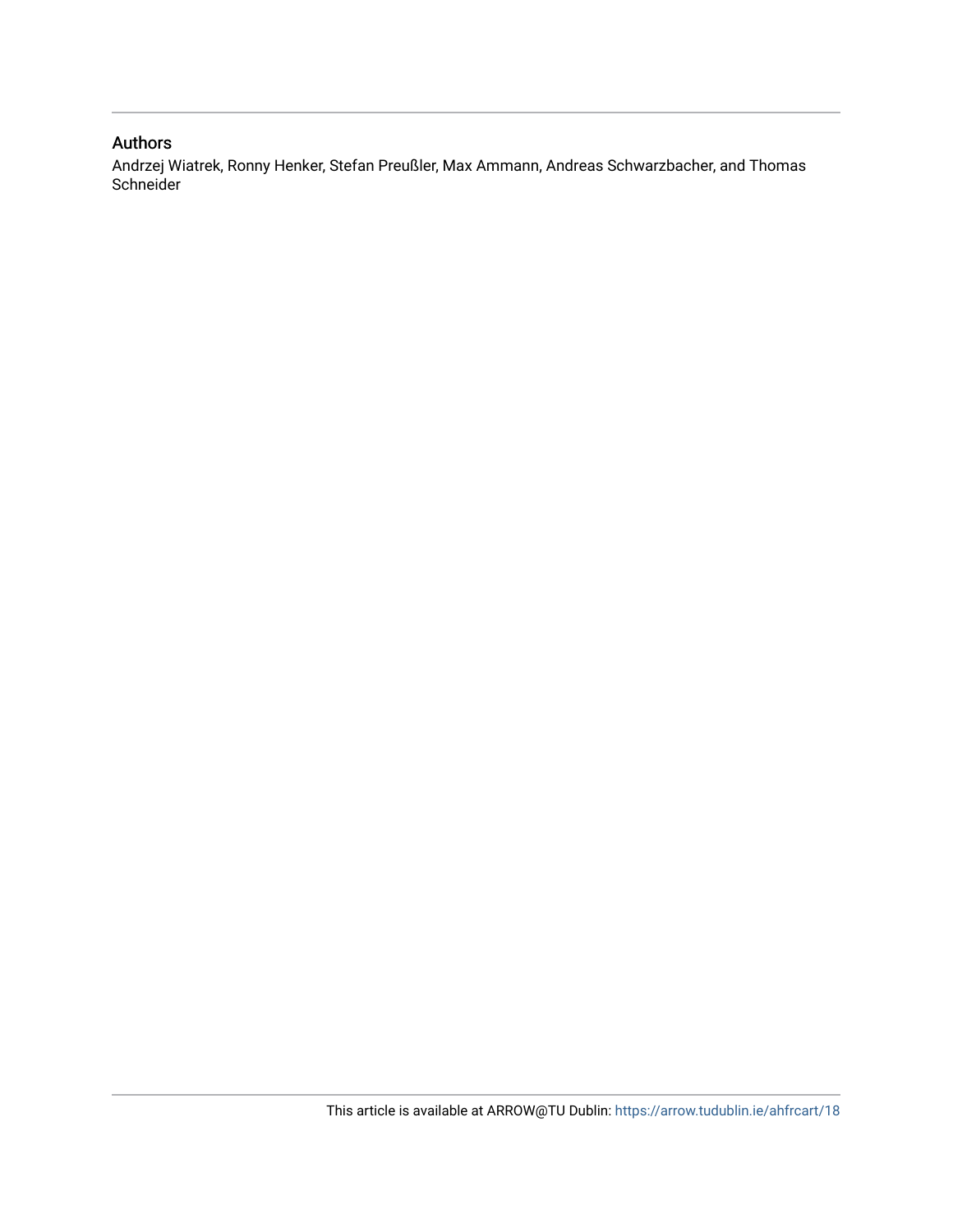## Authors

Andrzej Wiatrek, Ronny Henker, Stefan Preußler, Max Ammann, Andreas Schwarzbacher, and Thomas Schneider

This article is available at ARROW@TU Dublin: https://arrow.tudublin.ie/ahfrcart/18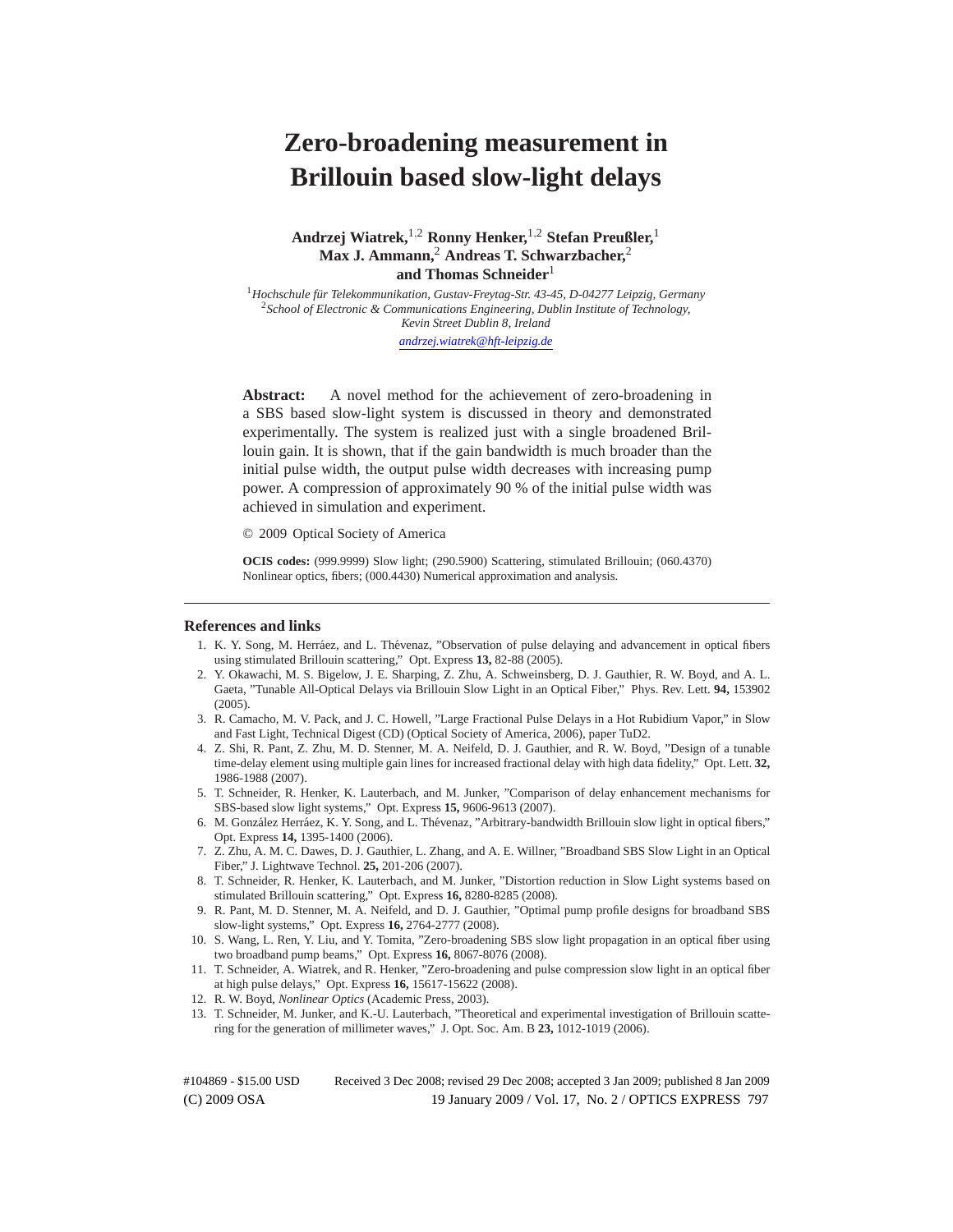# Zero-broadening measurement in Brillouin based slow-light delays

**Andrzej Wiatrek,[1,2] Ronny Henker,[1,2] Stefan Preußler,[1] Max J. Ammann,[2] Andreas T. Schwarzbacher,[2] and Thomas Schneider[1]**

[1]*Hochschule für Telekommunikation, Gustav-Freytag-Str. 43-45, D-04277 Leipzig, Germany*
[2]*School of Electronic & Communications Engineering, Dublin Institute of Technology, Kevin Street Dublin 8, Ireland*
*andrzej.wiatrek@hft-leipzig.de*

**Abstract:** A novel method for the achievement of zero-broadening in a SBS based slow-light system is discussed in theory and demonstrated experimentally. The system is realized just with a single broadened Brillouin gain. It is shown, that if the gain bandwidth is much broader than the initial pulse width, the output pulse width decreases with increasing pump power. A compression of approximately 90 % of the initial pulse width was achieved in simulation and experiment.

© 2009 Optical Society of America

**OCIS codes:** (999.9999) Slow light; (290.5900) Scattering, stimulated Brillouin; (060.4370) Nonlinear optics, fibers; (000.4430) Numerical approximation and analysis.

---

## References and links

1. K. Y. Song, M. Herráez, and L. Thévenaz, "Observation of pulse delaying and advancement in optical fibers using stimulated Brillouin scattering," Opt. Express **13,** 82-88 (2005).
2. Y. Okawachi, M. S. Bigelow, J. E. Sharping, Z. Zhu, A. Schweinsberg, D. J. Gauthier, R. W. Boyd, and A. L. Gaeta, "Tunable All-Optical Delays via Brillouin Slow Light in an Optical Fiber," Phys. Rev. Lett. **94,** 153902 (2005).
3. R. Camacho, M. V. Pack, and J. C. Howell, "Large Fractional Pulse Delays in a Hot Rubidium Vapor," in Slow and Fast Light, Technical Digest (CD) (Optical Society of America, 2006), paper TuD2.
4. Z. Shi, R. Pant, Z. Zhu, M. D. Stenner, M. A. Neifeld, D. J. Gauthier, and R. W. Boyd, "Design of a tunable time-delay element using multiple gain lines for increased fractional delay with high data fidelity," Opt. Lett. **32,** 1986-1988 (2007).
5. T. Schneider, R. Henker, K. Lauterbach, and M. Junker, "Comparison of delay enhancement mechanisms for SBS-based slow light systems," Opt. Express **15,** 9606-9613 (2007).
6. M. González Herráez, K. Y. Song, and L. Thévenaz, "Arbitrary-bandwidth Brillouin slow light in optical fibers," Opt. Express **14,** 1395-1400 (2006).
7. Z. Zhu, A. M. C. Dawes, D. J. Gauthier, L. Zhang, and A. E. Willner, "Broadband SBS Slow Light in an Optical Fiber," J. Lightwave Technol. **25,** 201-206 (2007).
8. T. Schneider, R. Henker, K. Lauterbach, and M. Junker, "Distortion reduction in Slow Light systems based on stimulated Brillouin scattering," Opt. Express **16,** 8280-8285 (2008).
9. R. Pant, M. D. Stenner, M. A. Neifeld, and D. J. Gauthier, "Optimal pump profile designs for broadband SBS slow-light systems," Opt. Express **16,** 2764-2777 (2008).
10. S. Wang, L. Ren, Y. Liu, and Y. Tomita, "Zero-broadening SBS slow light propagation in an optical fiber using two broadband pump beams," Opt. Express **16,** 8067-8076 (2008).
11. T. Schneider, A. Wiatrek, and R. Henker, "Zero-broadening and pulse compression slow light in an optical fiber at high pulse delays," Opt. Express **16,** 15617-15622 (2008).
12. R. W. Boyd, *Nonlinear Optics* (Academic Press, 2003).
13. T. Schneider, M. Junker, and K.-U. Lauterbach, "Theoretical and experimental investigation of Brillouin scattering for the generation of millimeter waves," J. Opt. Soc. Am. B **23,** 1012-1019 (2006).

#104869 - $15.00 USD Received 3 Dec 2008; revised 29 Dec 2008; accepted 3 Jan 2009; published 8 Jan 2009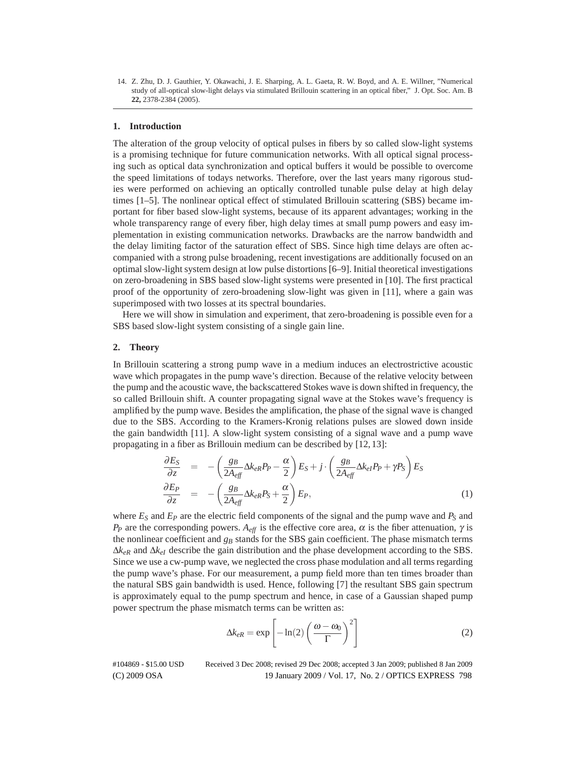14. Z. Zhu, D. J. Gauthier, Y. Okawachi, J. E. Sharping, A. L. Gaeta, R. W. Boyd, and A. E. Willner, "Numerical study of all-optical slow-light delays via stimulated Brillouin scattering in an optical fiber," J. Opt. Soc. Am. B **22,** 2378-2384 (2005).

## 1. Introduction

The alteration of the group velocity of optical pulses in fibers by so called slow-light systems is a promising technique for future communication networks. With all optical signal processing such as optical data synchronization and optical buffers it would be possible to overcome the speed limitations of todays networks. Therefore, over the last years many rigorous studies were performed on achieving an optically controlled tunable pulse delay at high delay times [1–5]. The nonlinear optical effect of stimulated Brillouin scattering (SBS) became important for fiber based slow-light systems, because of its apparent advantages; working in the whole transparency range of every fiber, high delay times at small pump powers and easy implementation in existing communication networks. Drawbacks are the narrow bandwidth and the delay limiting factor of the saturation effect of SBS. Since high time delays are often accompanied with a strong pulse broadening, recent investigations are additionally focused on an optimal slow-light system design at low pulse distortions [6–9]. Initial theoretical investigations on zero-broadening in SBS based slow-light systems were presented in [10]. The first practical proof of the opportunity of zero-broadening slow-light was given in [11], where a gain was superimposed with two losses at its spectral boundaries.

Here we will show in simulation and experiment, that zero-broadening is possible even for a SBS based slow-light system consisting of a single gain line.

## 2. Theory

In Brillouin scattering a strong pump wave in a medium induces an electrostrictive acoustic wave which propagates in the pump wave's direction. Because of the relative velocity between the pump and the acoustic wave, the backscattered Stokes wave is down shifted in frequency, the so called Brillouin shift. A counter propagating signal wave at the Stokes wave's frequency is amplified by the pump wave. Besides the amplification, the phase of the signal wave is changed due to the SBS. According to the Kramers-Kronig relations pulses are slowed down inside the gain bandwidth [11]. A slow-light system consisting of a signal wave and a pump wave propagating in a fiber as Brillouin medium can be described by [12, 13]:

$$
\begin{aligned}
\frac{\partial E_S}{\partial z} &= -\left(\frac{g_B}{2A_{eff}}\Delta k_{eR}P_P - \frac{\alpha}{2}\right)E_S + j\cdot\left(\frac{g_B}{2A_{eff}}\Delta k_{eI}P_P + \gamma P_S\right)E_S \\
\frac{\partial E_P}{\partial z} &= -\left(\frac{g_B}{2A_{eff}}\Delta k_{eR}P_S + \frac{\alpha}{2}\right)E_P,
\end{aligned}
\tag{1}
$$

where $E_S$ and $E_P$ are the electric field components of the signal and the pump wave and $P_S$ and $P_P$ are the corresponding powers. $A_{eff}$ is the effective core area, $\alpha$ is the fiber attenuation, $\gamma$ is the nonlinear coefficient and $g_B$ stands for the SBS gain coefficient. The phase mismatch terms $\Delta k_{eR}$ and $\Delta k_{eI}$ describe the gain distribution and the phase development according to the SBS. Since we use a cw-pump wave, we neglected the cross phase modulation and all terms regarding the pump wave's phase. For our measurement, a pump field more than ten times broader than the natural SBS gain bandwidth is used. Hence, following [7] the resultant SBS gain spectrum is approximately equal to the pump spectrum and hence, in case of a Gaussian shaped pump power spectrum the phase mismatch terms can be written as:

$$
\Delta k_{eR} = \exp\left[-\ln(2)\left(\frac{\omega-\omega_0}{\Gamma}\right)^2\right] \tag{2}
$$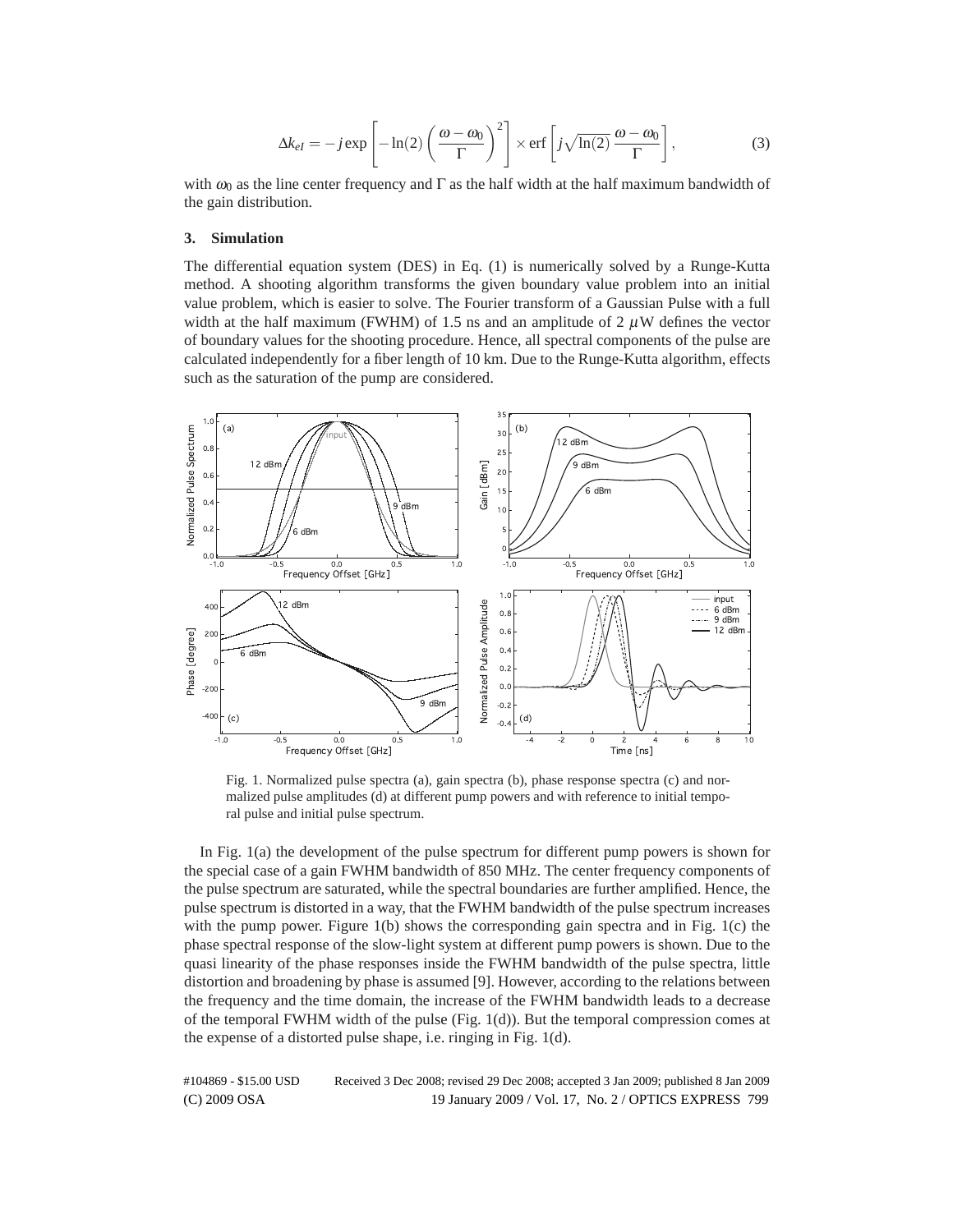$$\Delta k_{eI} = -j \exp\left[-\ln(2)\left(\frac{\omega-\omega_0}{\Gamma}\right)^2\right] \times \text{erf}\left[j\sqrt{\ln(2)}\,\frac{\omega-\omega_0}{\Gamma}\right], \tag{3}$$

with $\omega_0$ as the line center frequency and $\Gamma$ as the half width at the half maximum bandwidth of the gain distribution.

## 3. Simulation

The differential equation system (DES) in Eq. (1) is numerically solved by a Runge-Kutta method. A shooting algorithm transforms the given boundary value problem into an initial value problem, which is easier to solve. The Fourier transform of a Gaussian Pulse with a full width at the half maximum (FWHM) of 1.5 ns and an amplitude of 2 $\mu$W defines the vector of boundary values for the shooting procedure. Hence, all spectral components of the pulse are calculated independently for a fiber length of 10 km. Due to the Runge-Kutta algorithm, effects such as the saturation of the pump are considered.

Fig. 1. Normalized pulse spectra (a), gain spectra (b), phase response spectra (c) and normalized pulse amplitudes (d) at different pump powers and with reference to initial temporal pulse and initial pulse spectrum.

In Fig. 1(a) the development of the pulse spectrum for different pump powers is shown for the special case of a gain FWHM bandwidth of 850 MHz. The center frequency components of the pulse spectrum are saturated, while the spectral boundaries are further amplified. Hence, the pulse spectrum is distorted in a way, that the FWHM bandwidth of the pulse spectrum increases with the pump power. Figure 1(b) shows the corresponding gain spectra and in Fig. 1(c) the phase spectral response of the slow-light system at different pump powers is shown. Due to the quasi linearity of the phase responses inside the FWHM bandwidth of the pulse spectra, little distortion and broadening by phase is assumed [9]. However, according to the relations between the frequency and the time domain, the increase of the FWHM bandwidth leads to a decrease of the temporal FWHM width of the pulse (Fig. 1(d)). But the temporal compression comes at the expense of a distorted pulse shape, i.e. ringing in Fig. 1(d).

#104869 - $15.00 USD Received 3 Dec 2008; revised 29 Dec 2008; accepted 3 Jan 2009; published 8 Jan 2009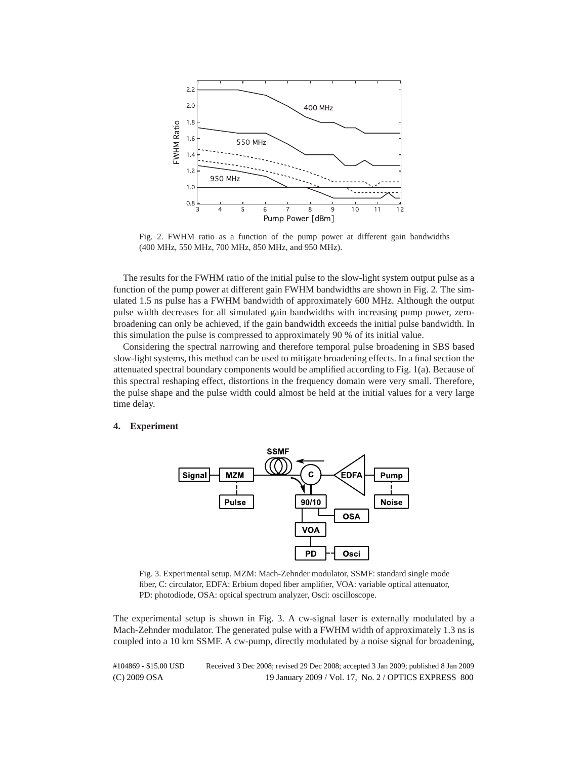Fig. 2. FWHM ratio as a function of the pump power at different gain bandwidths (400 MHz, 550 MHz, 700 MHz, 850 MHz, and 950 MHz).

The results for the FWHM ratio of the initial pulse to the slow-light system output pulse as a function of the pump power at different gain FWHM bandwidths are shown in Fig. 2. The simulated 1.5 ns pulse has a FWHM bandwidth of approximately 600 MHz. Although the output pulse width decreases for all simulated gain bandwidths with increasing pump power, zero-broadening can only be achieved, if the gain bandwidth exceeds the initial pulse bandwidth. In this simulation the pulse is compressed to approximately 90 % of its initial value.

Considering the spectral narrowing and therefore temporal pulse broadening in SBS based slow-light systems, this method can be used to mitigate broadening effects. In a final section the attenuated spectral boundary components would be amplified according to Fig. 1(a). Because of this spectral reshaping effect, distortions in the frequency domain were very small. Therefore, the pulse shape and the pulse width could almost be held at the initial values for a very large time delay.

## 4. Experiment

Fig. 3. Experimental setup. MZM: Mach-Zehnder modulator, SSMF: standard single mode fiber, C: circulator, EDFA: Erbium doped fiber amplifier, VOA: variable optical attenuator, PD: photodiode, OSA: optical spectrum analyzer, Osci: oscilloscope.

The experimental setup is shown in Fig. 3. A cw-signal laser is externally modulated by a Mach-Zehnder modulator. The generated pulse with a FWHM width of approximately 1.3 ns is coupled into a 10 km SSMF. A cw-pump, directly modulated by a noise signal for broadening,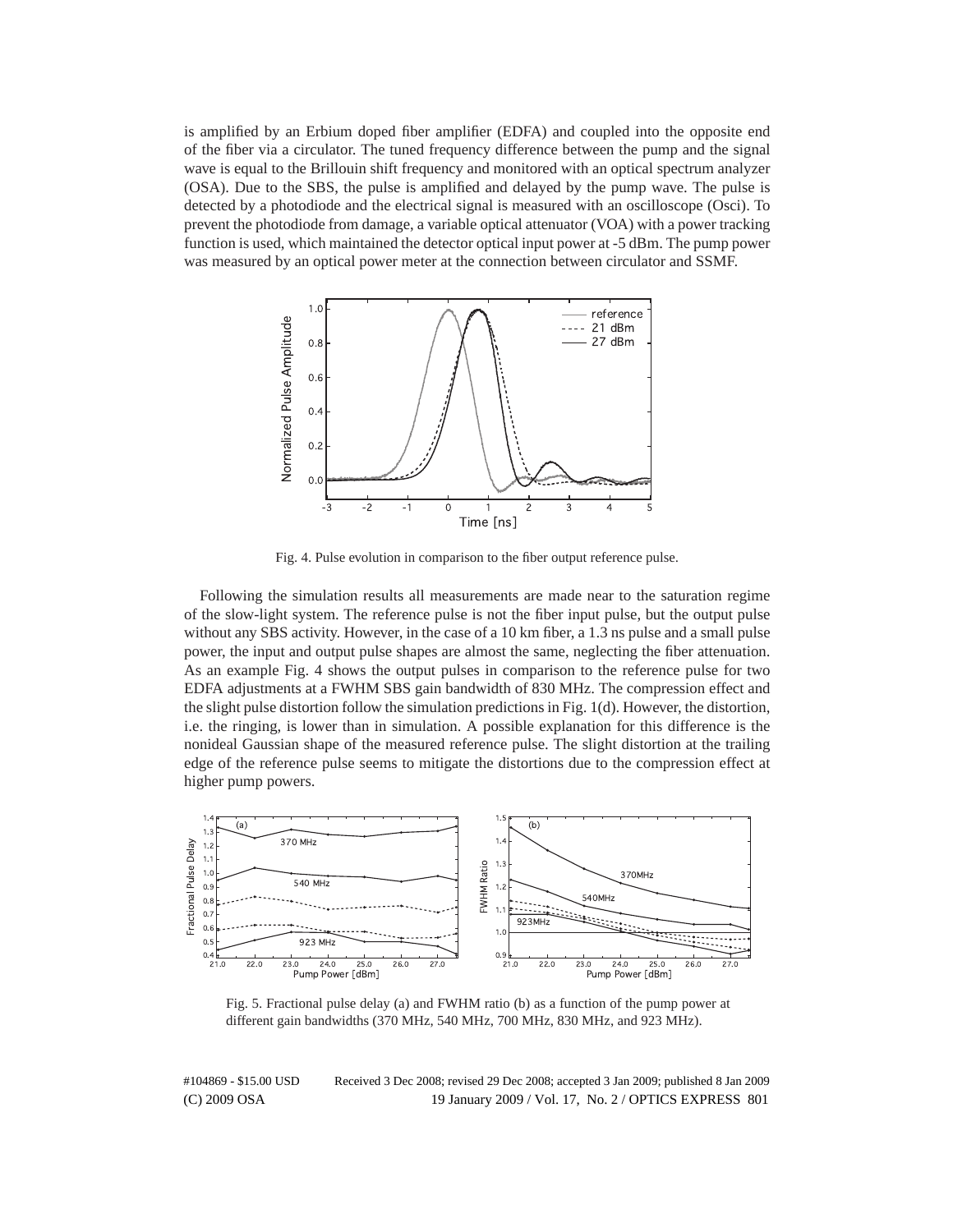is amplified by an Erbium doped fiber amplifier (EDFA) and coupled into the opposite end of the fiber via a circulator. The tuned frequency difference between the pump and the signal wave is equal to the Brillouin shift frequency and monitored with an optical spectrum analyzer (OSA). Due to the SBS, the pulse is amplified and delayed by the pump wave. The pulse is detected by a photodiode and the electrical signal is measured with an oscilloscope (Osci). To prevent the photodiode from damage, a variable optical attenuator (VOA) with a power tracking function is used, which maintained the detector optical input power at -5 dBm. The pump power was measured by an optical power meter at the connection between circulator and SSMF.

Fig. 4. Pulse evolution in comparison to the fiber output reference pulse.

Following the simulation results all measurements are made near to the saturation regime of the slow-light system. The reference pulse is not the fiber input pulse, but the output pulse without any SBS activity. However, in the case of a 10 km fiber, a 1.3 ns pulse and a small pulse power, the input and output pulse shapes are almost the same, neglecting the fiber attenuation. As an example Fig. 4 shows the output pulses in comparison to the reference pulse for two EDFA adjustments at a FWHM SBS gain bandwidth of 830 MHz. The compression effect and the slight pulse distortion follow the simulation predictions in Fig. 1(d). However, the distortion, i.e. the ringing, is lower than in simulation. A possible explanation for this difference is the nonideal Gaussian shape of the measured reference pulse. The slight distortion at the trailing edge of the reference pulse seems to mitigate the distortions due to the compression effect at higher pump powers.

Fig. 5. Fractional pulse delay (a) and FWHM ratio (b) as a function of the pump power at different gain bandwidths (370 MHz, 540 MHz, 700 MHz, 830 MHz, and 923 MHz).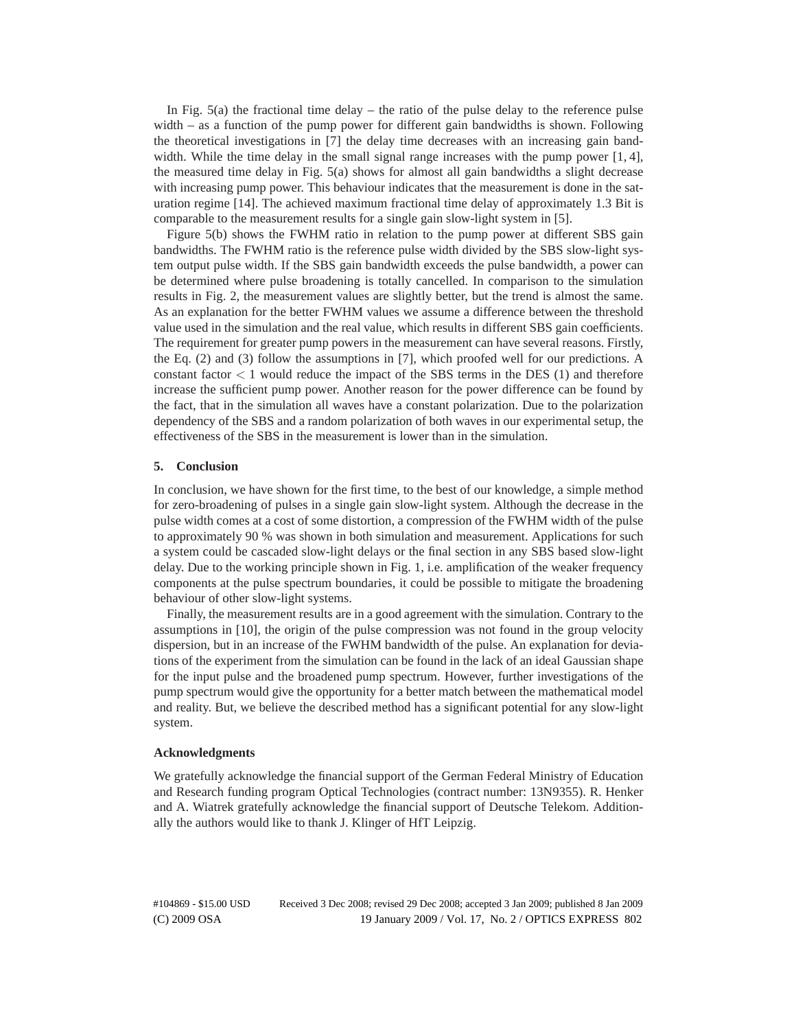In Fig. 5(a) the fractional time delay – the ratio of the pulse delay to the reference pulse width – as a function of the pump power for different gain bandwidths is shown. Following the theoretical investigations in [7] the delay time decreases with an increasing gain bandwidth. While the time delay in the small signal range increases with the pump power [1, 4], the measured time delay in Fig. 5(a) shows for almost all gain bandwidths a slight decrease with increasing pump power. This behaviour indicates that the measurement is done in the saturation regime [14]. The achieved maximum fractional time delay of approximately 1.3 Bit is comparable to the measurement results for a single gain slow-light system in [5].

Figure 5(b) shows the FWHM ratio in relation to the pump power at different SBS gain bandwidths. The FWHM ratio is the reference pulse width divided by the SBS slow-light system output pulse width. If the SBS gain bandwidth exceeds the pulse bandwidth, a power can be determined where pulse broadening is totally cancelled. In comparison to the simulation results in Fig. 2, the measurement values are slightly better, but the trend is almost the same. As an explanation for the better FWHM values we assume a difference between the threshold value used in the simulation and the real value, which results in different SBS gain coefficients. The requirement for greater pump powers in the measurement can have several reasons. Firstly, the Eq. (2) and (3) follow the assumptions in [7], which proofed well for our predictions. A constant factor $< 1$ would reduce the impact of the SBS terms in the DES (1) and therefore increase the sufficient pump power. Another reason for the power difference can be found by the fact, that in the simulation all waves have a constant polarization. Due to the polarization dependency of the SBS and a random polarization of both waves in our experimental setup, the effectiveness of the SBS in the measurement is lower than in the simulation.

## 5. Conclusion

In conclusion, we have shown for the first time, to the best of our knowledge, a simple method for zero-broadening of pulses in a single gain slow-light system. Although the decrease in the pulse width comes at a cost of some distortion, a compression of the FWHM width of the pulse to approximately 90 % was shown in both simulation and measurement. Applications for such a system could be cascaded slow-light delays or the final section in any SBS based slow-light delay. Due to the working principle shown in Fig. 1, i.e. amplification of the weaker frequency components at the pulse spectrum boundaries, it could be possible to mitigate the broadening behaviour of other slow-light systems.

Finally, the measurement results are in a good agreement with the simulation. Contrary to the assumptions in [10], the origin of the pulse compression was not found in the group velocity dispersion, but in an increase of the FWHM bandwidth of the pulse. An explanation for deviations of the experiment from the simulation can be found in the lack of an ideal Gaussian shape for the input pulse and the broadened pump spectrum. However, further investigations of the pump spectrum would give the opportunity for a better match between the mathematical model and reality. But, we believe the described method has a significant potential for any slow-light system.

### Acknowledgments

We gratefully acknowledge the financial support of the German Federal Ministry of Education and Research funding program Optical Technologies (contract number: 13N9355). R. Henker and A. Wiatrek gratefully acknowledge the financial support of Deutsche Telekom. Additionally the authors would like to thank J. Klinger of HfT Leipzig.